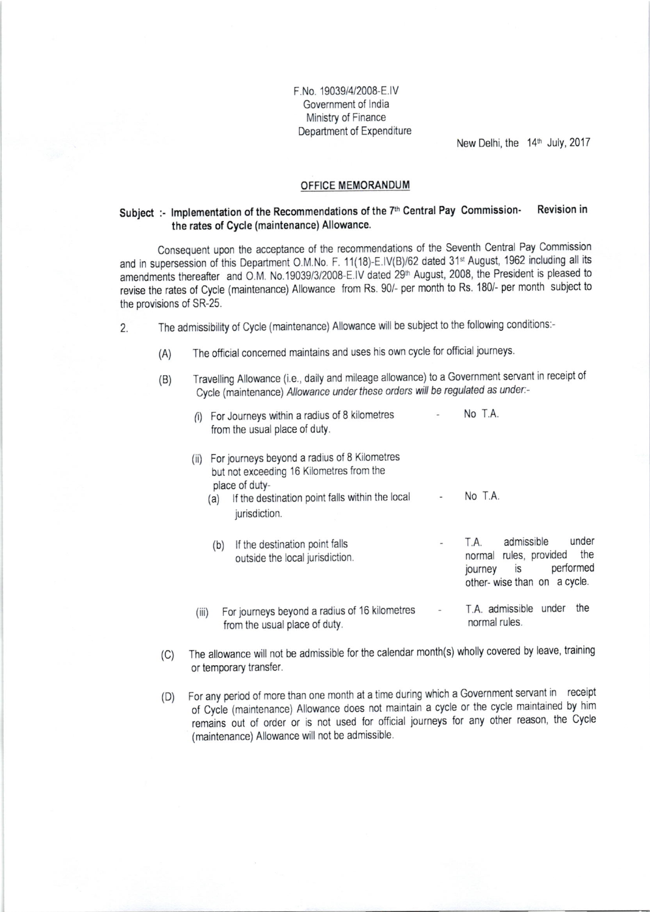F.No. 19039/4/2008-E.IV
Government of India
Ministry of Finance
Department of Expenditure

New Delhi, the 14th July, 2017

## OFFICE MEMORANDUM

**Subject :- Implementation of the Recommendations of the 7th Central Pay Commission- Revision in the rates of Cycle (maintenance) Allowance.**

Consequent upon the acceptance of the recommendations of the Seventh Central Pay Commission and in supersession of this Department O.M.No. F. 11(18)-E.IV(B)/62 dated 31st August, 1962 including all its amendments thereafter and O.M. No.19039/3/2008-E.IV dated 29th August, 2008, the President is pleased to revise the rates of Cycle (maintenance) Allowance from Rs. 90/- per month to Rs. 180/- per month subject to the provisions of SR-25.

2. The admissibility of Cycle (maintenance) Allowance will be subject to the following conditions:-

(A) The official concerned maintains and uses his own cycle for official journeys.

(B) Travelling Allowance (i.e., daily and mileage allowance) to a Government servant in receipt of Cycle (maintenance) *Allowance under these orders will be regulated as under:-*

(i) For Journeys within a radius of 8 kilometres from the usual place of duty. - No T.A.

(ii) For journeys beyond a radius of 8 Kilometres but not exceeding 16 Kilometres from the place of duty-

(a) If the destination point falls within the local jurisdiction. - No T.A.

(b) If the destination point falls outside the local jurisdiction. - T.A. admissible under normal rules, provided the journey is performed other- wise than on a cycle.

(iii) For journeys beyond a radius of 16 kilometres from the usual place of duty. - T.A. admissible under the normal rules.

(C) The allowance will not be admissible for the calendar month(s) wholly covered by leave, training or temporary transfer.

(D) For any period of more than one month at a time during which a Government servant in receipt of Cycle (maintenance) Allowance does not maintain a cycle or the cycle maintained by him remains out of order or is not used for official journeys for any other reason, the Cycle (maintenance) Allowance will not be admissible.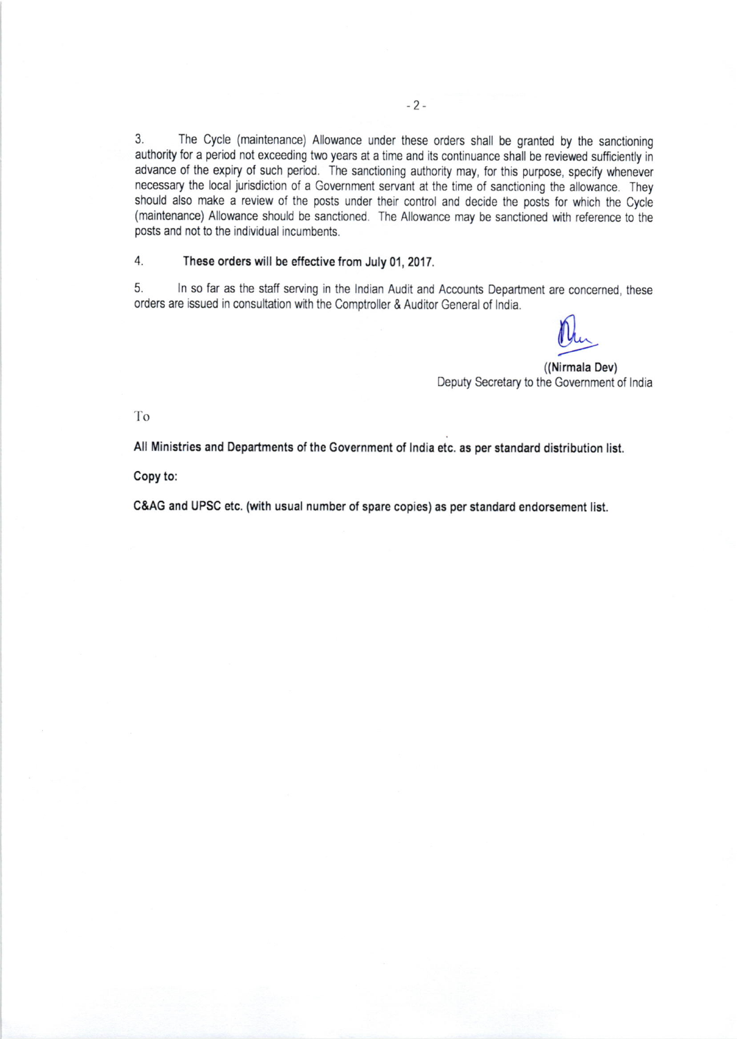3. The Cycle (maintenance) Allowance under these orders shall be granted by the sanctioning authority for a period not exceeding two years at a time and its continuance shall be reviewed sufficiently in advance of the expiry of such period. The sanctioning authority may, for this purpose, specify whenever necessary the local jurisdiction of a Government servant at the time of sanctioning the allowance. They should also make a review of the posts under their control and decide the posts for which the Cycle (maintenance) Allowance should be sanctioned. The Allowance may be sanctioned with reference to the posts and not to the individual incumbents.

4. **These orders will be effective from July 01, 2017.**

5. In so far as the staff serving in the Indian Audit and Accounts Department are concerned, these orders are issued in consultation with the Comptroller & Auditor General of India.

**((Nirmala Dev)**
Deputy Secretary to the Government of India

To

**All Ministries and Departments of the Government of India etc. as per standard distribution list.**

**Copy to:**

**C&AG and UPSC etc. (with usual number of spare copies) as per standard endorsement list.**